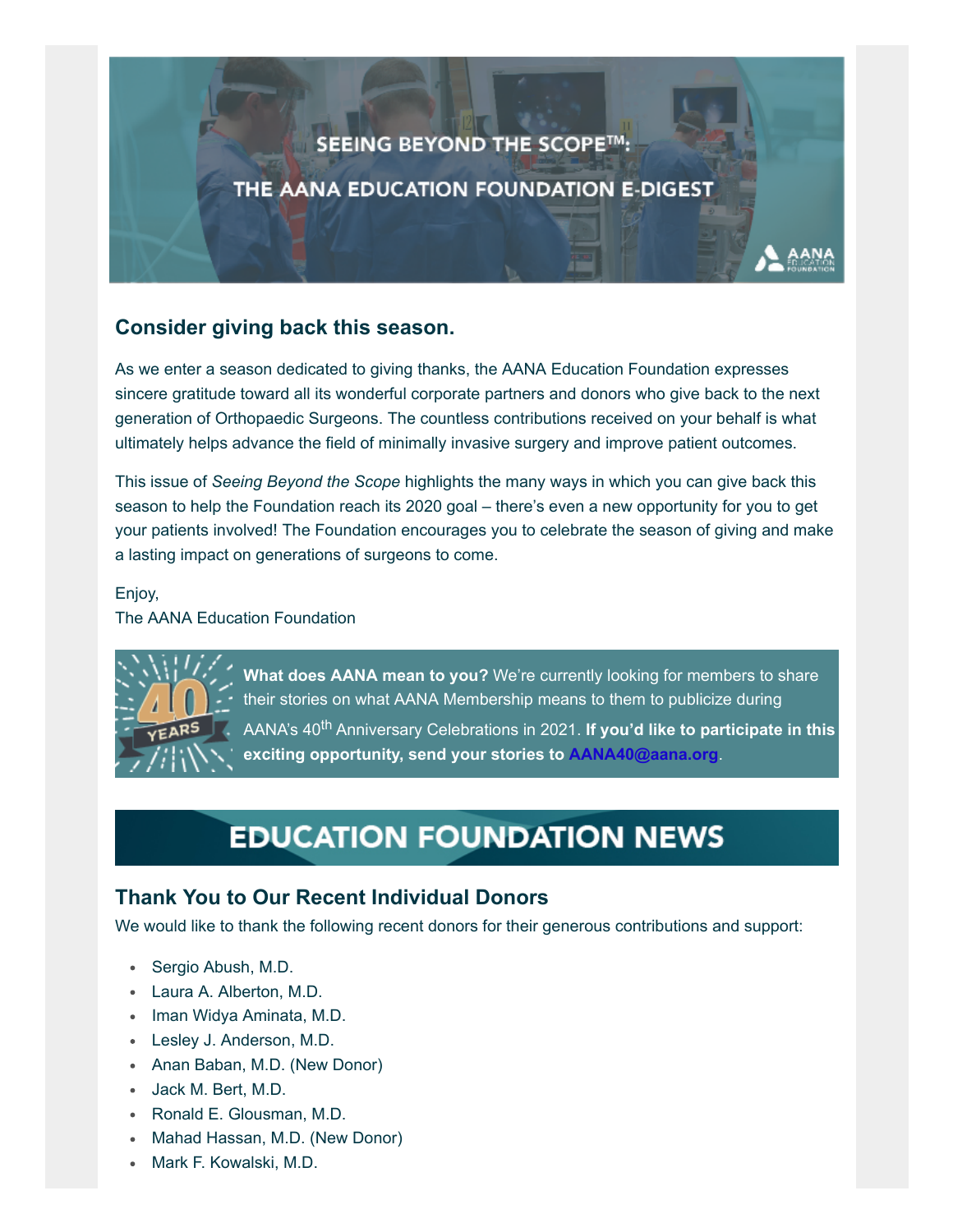# SEEING BEYOND THE SCOPE™: THE AANA EDUCATION FOUNDATION E-DIGEST

## Consider giving back this season.

As we enter a season dedicated to giving thanks, the AANA Education Foundation expresses sincere gratitude toward all its wonderful corporate partners and donors who give back to the next generation of Orthopaedic Surgeons. The countless contributions received on your behalf is what ultimately helps advance the field of minimally invasive surgery and improve patient outcomes.

This issue of *Seeing Beyond the Scope* highlights the many ways in which you can give back this season to help the Foundation reach its 2020 goal – there's even a new opportunity for you to get your patients involved! The Foundation encourages you to celebrate the season of giving and make a lasting impact on generations of surgeons to come.

Enjoy,
The AANA Education Foundation

**What does AANA mean to you?** We're currently looking for members to share their stories on what AANA Membership means to them to publicize during AANA's 40th Anniversary Celebrations in 2021. **If you'd like to participate in this exciting opportunity, send your stories to AANA40@aana.org**.

# EDUCATION FOUNDATION NEWS

## Thank You to Our Recent Individual Donors

We would like to thank the following recent donors for their generous contributions and support:

- Sergio Abush, M.D.
- Laura A. Alberton, M.D.
- Iman Widya Aminata, M.D.
- Lesley J. Anderson, M.D.
- Anan Baban, M.D. (New Donor)
- Jack M. Bert, M.D.
- Ronald E. Glousman, M.D.
- Mahad Hassan, M.D. (New Donor)
- Mark F. Kowalski, M.D.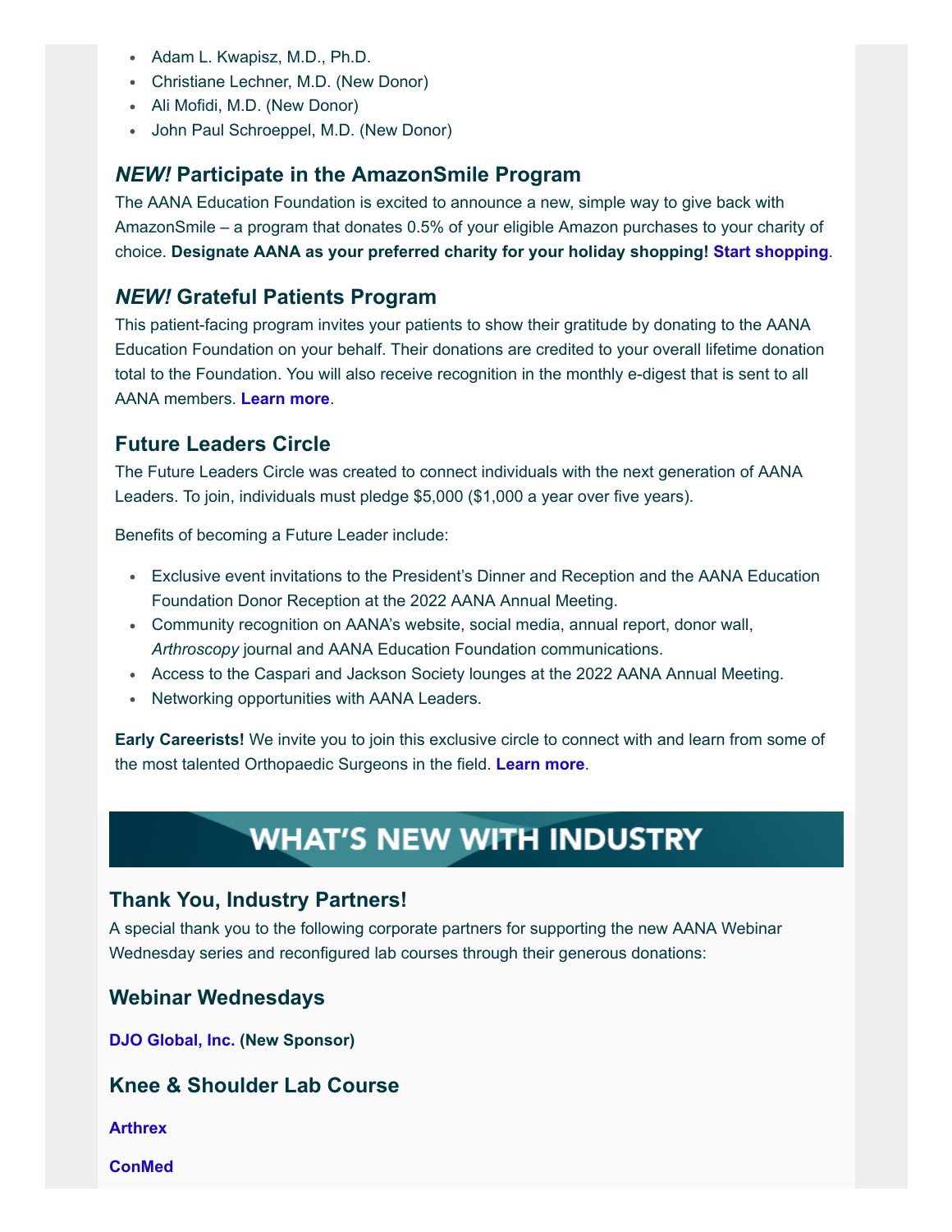- Adam L. Kwapisz, M.D., Ph.D.
- Christiane Lechner, M.D. (New Donor)
- Ali Mofidi, M.D. (New Donor)
- John Paul Schroeppel, M.D. (New Donor)

### *NEW!* Participate in the AmazonSmile Program

The AANA Education Foundation is excited to announce a new, simple way to give back with AmazonSmile – a program that donates 0.5% of your eligible Amazon purchases to your charity of choice. **Designate AANA as your preferred charity for your holiday shopping! Start shopping**.

### *NEW!* Grateful Patients Program

This patient-facing program invites your patients to show their gratitude by donating to the AANA Education Foundation on your behalf. Their donations are credited to your overall lifetime donation total to the Foundation. You will also receive recognition in the monthly e-digest that is sent to all AANA members. **Learn more**.

### Future Leaders Circle

The Future Leaders Circle was created to connect individuals with the next generation of AANA Leaders. To join, individuals must pledge $5,000 ($1,000 a year over five years).

Benefits of becoming a Future Leader include:

- Exclusive event invitations to the President's Dinner and Reception and the AANA Education Foundation Donor Reception at the 2022 AANA Annual Meeting.
- Community recognition on AANA's website, social media, annual report, donor wall, *Arthroscopy* journal and AANA Education Foundation communications.
- Access to the Caspari and Jackson Society lounges at the 2022 AANA Annual Meeting.
- Networking opportunities with AANA Leaders.

**Early Careerists!** We invite you to join this exclusive circle to connect with and learn from some of the most talented Orthopaedic Surgeons in the field. **Learn more**.

## WHAT'S NEW WITH INDUSTRY

### Thank You, Industry Partners!

A special thank you to the following corporate partners for supporting the new AANA Webinar Wednesday series and reconfigured lab courses through their generous donations:

### Webinar Wednesdays

**DJO Global, Inc. (New Sponsor)**

### Knee & Shoulder Lab Course

**Arthrex**

**ConMed**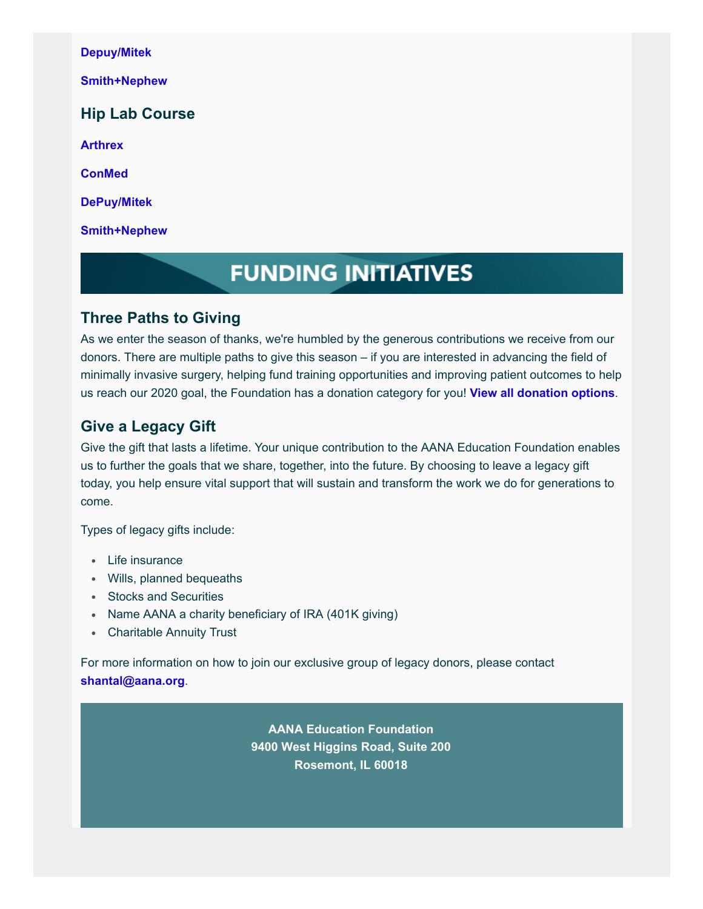**Depuy/Mitek**

**Smith+Nephew**

### Hip Lab Course

**Arthrex**

**ConMed**

**DePuy/Mitek**

**Smith+Nephew**

## FUNDING INITIATIVES

### Three Paths to Giving

As we enter the season of thanks, we're humbled by the generous contributions we receive from our donors. There are multiple paths to give this season – if you are interested in advancing the field of minimally invasive surgery, helping fund training opportunities and improving patient outcomes to help us reach our 2020 goal, the Foundation has a donation category for you! **View all donation options**.

### Give a Legacy Gift

Give the gift that lasts a lifetime. Your unique contribution to the AANA Education Foundation enables us to further the goals that we share, together, into the future. By choosing to leave a legacy gift today, you help ensure vital support that will sustain and transform the work we do for generations to come.

Types of legacy gifts include:

- Life insurance
- Wills, planned bequeaths
- Stocks and Securities
- Name AANA a charity beneficiary of IRA (401K giving)
- Charitable Annuity Trust

For more information on how to join our exclusive group of legacy donors, please contact **shantal@aana.org**.

**AANA Education Foundation**
**9400 West Higgins Road, Suite 200**
**Rosemont, IL 60018**